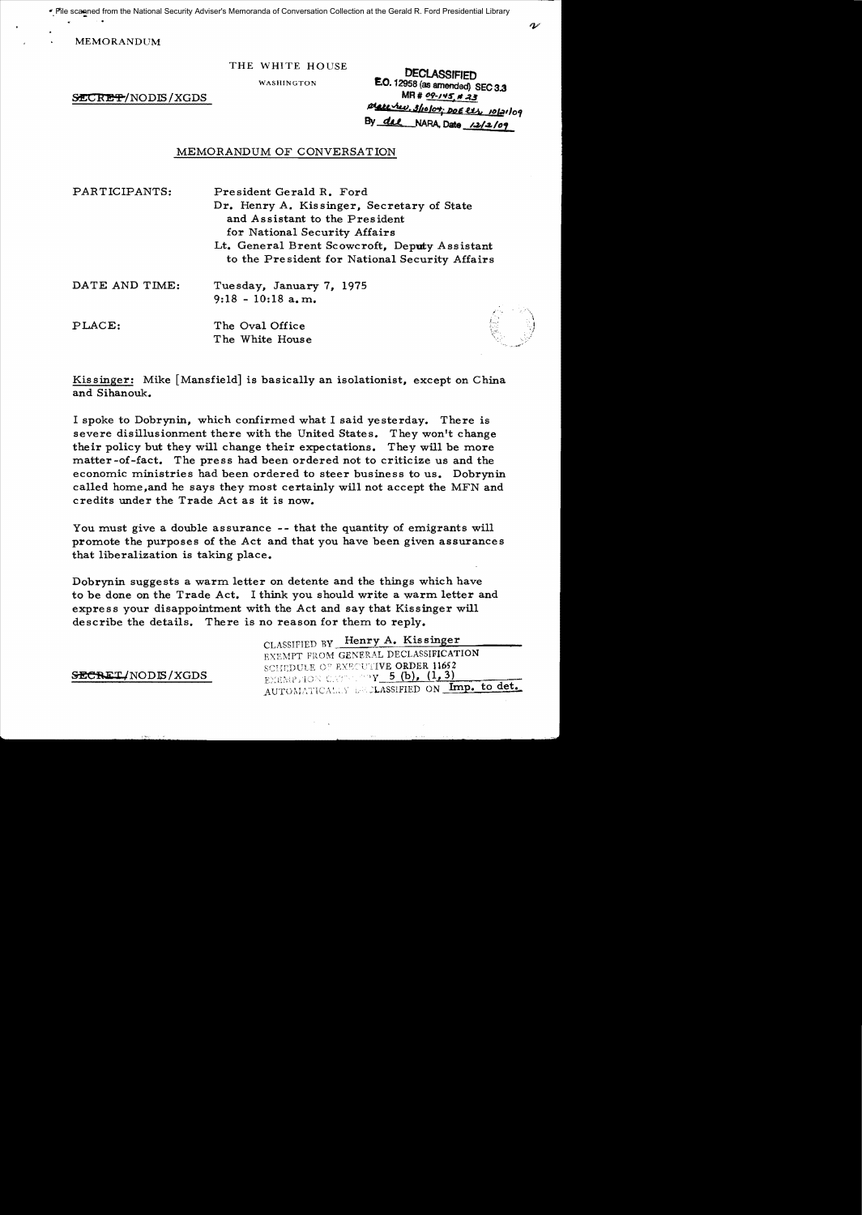File scanned from the National Security Adviser's Memoranda of Conversation Collection at the Gerald R. Ford Presidential Library

MEMORANDUM

THE WHITE HOUSE

WASHINGTON

SECRET/NODIS/XGDS

DECLASSIFIED
E.O. 12958 (as amended) SEC 3.3
MR # 09-145, # 23
State rev. 3/10/09; DOE rev. 10/21/09
By dal NARA, Date 12/2/09

## MEMORANDUM OF CONVERSATION

PARTICIPANTS: President Gerald R. Ford
Dr. Henry A. Kissinger, Secretary of State and Assistant to the President for National Security Affairs
Lt. General Brent Scowcroft, Deputy Assistant to the President for National Security Affairs

DATE AND TIME: Tuesday, January 7, 1975
9:18 - 10:18 a.m.

PLACE: The Oval Office
The White House

Kissinger: Mike [Mansfield] is basically an isolationist, except on China and Sihanouk.

I spoke to Dobrynin, which confirmed what I said yesterday. There is severe disillusionment there with the United States. They won't change their policy but they will change their expectations. They will be more matter-of-fact. The press had been ordered not to criticize us and the economic ministries had been ordered to steer business to us. Dobrynin called home, and he says they most certainly will not accept the MFN and credits under the Trade Act as it is now.

You must give a double assurance -- that the quantity of emigrants will promote the purposes of the Act and that you have been given assurances that liberalization is taking place.

Dobrynin suggests a warm letter on detente and the things which have to be done on the Trade Act. I think you should write a warm letter and express your disappointment with the Act and say that Kissinger will describe the details. There is no reason for them to reply.

CLASSIFIED BY Henry A. Kissinger
EXEMPT FROM GENERAL DECLASSIFICATION
SCHEDULE OF EXECUTIVE ORDER 11652
EXEMPTION CATEGORY 5 (b), (1, 3)
AUTOMATICALLY DECLASSIFIED ON Imp. to det.

SECRET/NODIS/XGDS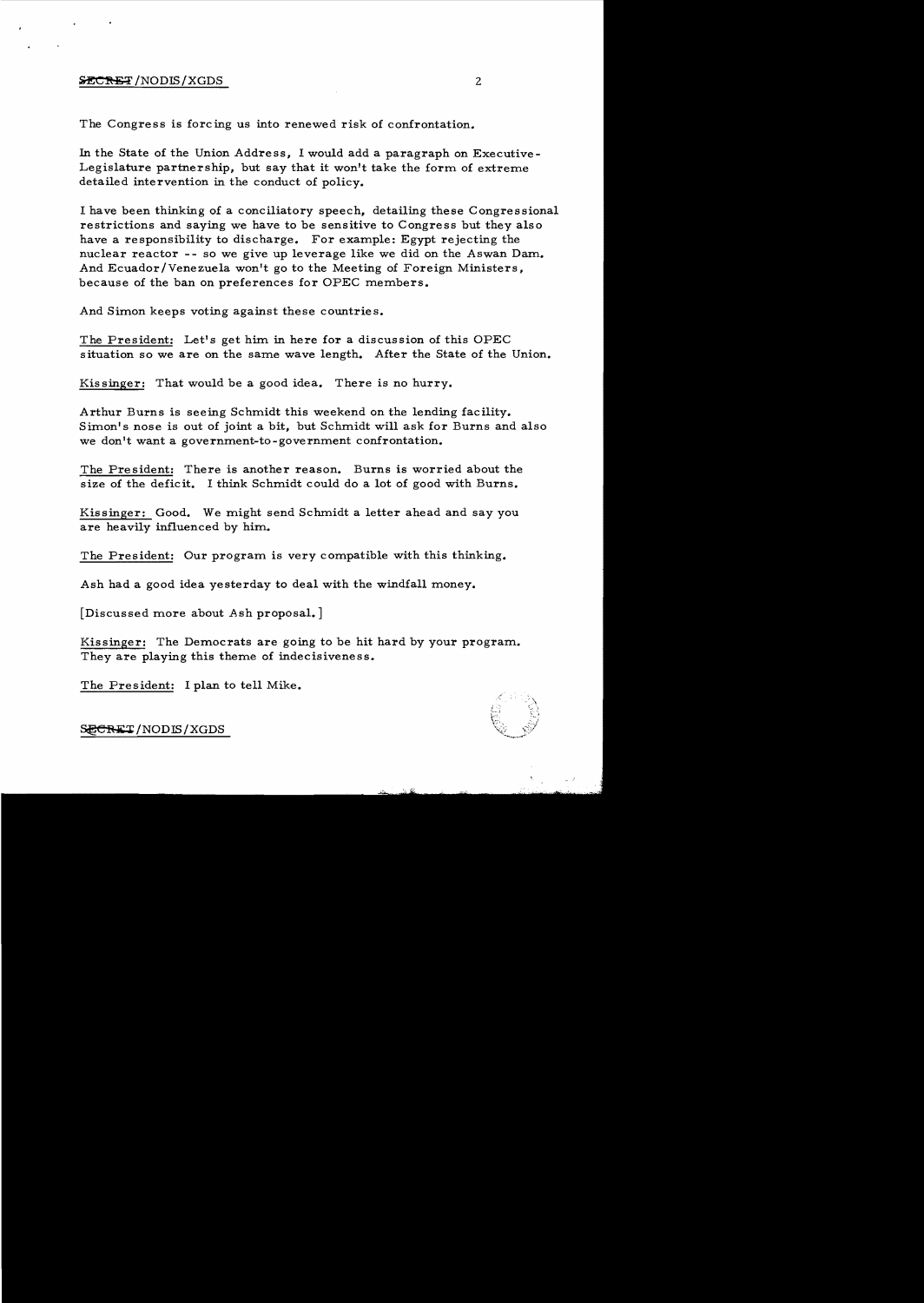The Congress is forcing us into renewed risk of confrontation.

In the State of the Union Address, I would add a paragraph on Executive-Legislature partnership, but say that it won't take the form of extreme detailed intervention in the conduct of policy.

I have been thinking of a conciliatory speech, detailing these Congressional restrictions and saying we have to be sensitive to Congress but they also have a responsibility to discharge. For example: Egypt rejecting the nuclear reactor -- so we give up leverage like we did on the Aswan Dam. And Ecuador/Venezuela won't go to the Meeting of Foreign Ministers, because of the ban on preferences for OPEC members.

And Simon keeps voting against these countries.

The President: Let's get him in here for a discussion of this OPEC situation so we are on the same wave length. After the State of the Union.

Kissinger: That would be a good idea. There is no hurry.

Arthur Burns is seeing Schmidt this weekend on the lending facility. Simon's nose is out of joint a bit, but Schmidt will ask for Burns and also we don't want a government-to-government confrontation.

The President: There is another reason. Burns is worried about the size of the deficit. I think Schmidt could do a lot of good with Burns.

Kissinger: Good. We might send Schmidt a letter ahead and say you are heavily influenced by him.

The President: Our program is very compatible with this thinking.

Ash had a good idea yesterday to deal with the windfall money.

[Discussed more about Ash proposal.]

Kissinger: The Democrats are going to be hit hard by your program. They are playing this theme of indecisiveness.

The President: I plan to tell Mike.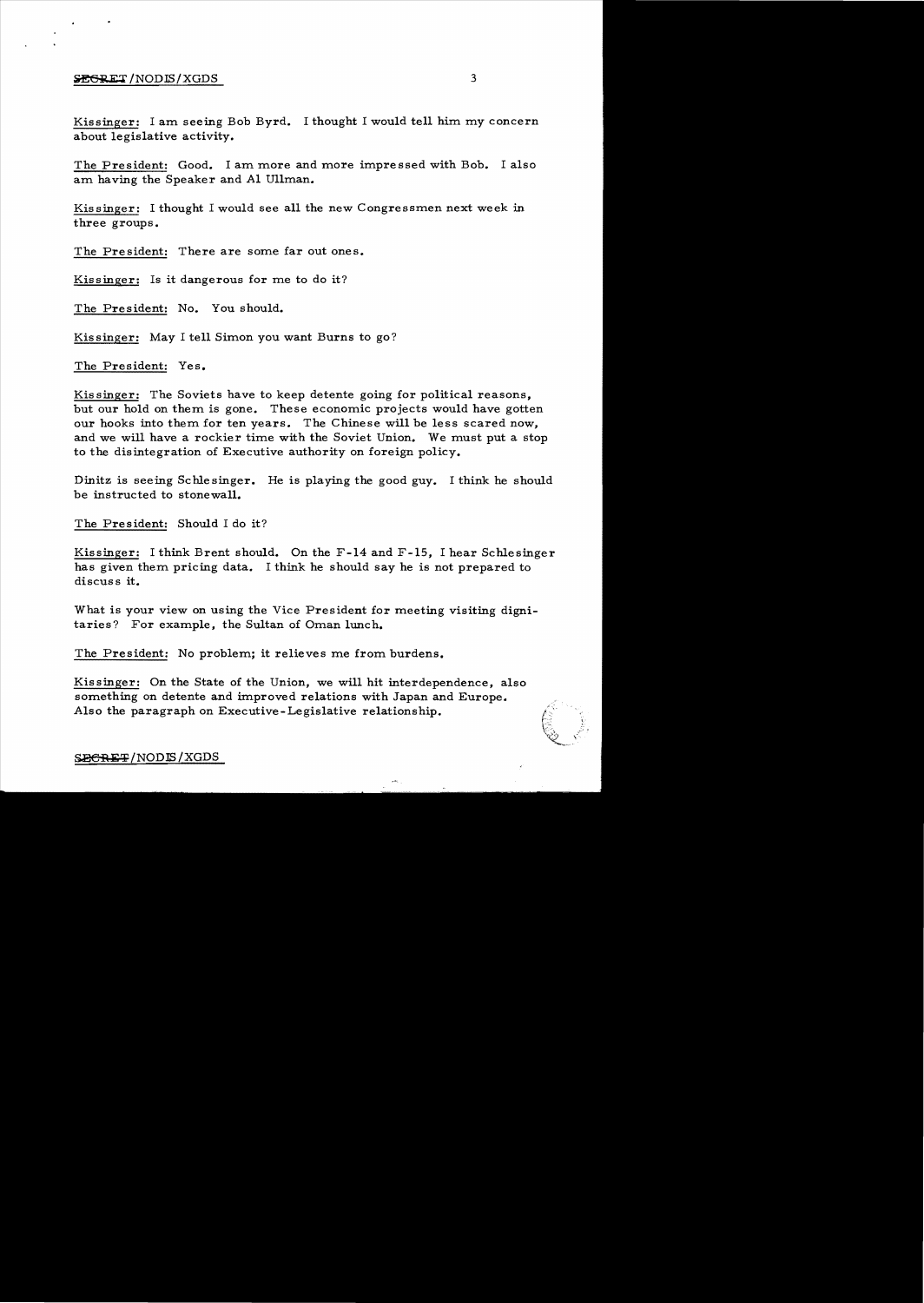Kissinger: I am seeing Bob Byrd. I thought I would tell him my concern about legislative activity.

The President: Good. I am more and more impressed with Bob. I also am having the Speaker and Al Ullman.

Kissinger: I thought I would see all the new Congressmen next week in three groups.

The President: There are some far out ones.

Kissinger: Is it dangerous for me to do it?

The President: No. You should.

Kissinger: May I tell Simon you want Burns to go?

The President: Yes.

Kissinger: The Soviets have to keep detente going for political reasons, but our hold on them is gone. These economic projects would have gotten our hooks into them for ten years. The Chinese will be less scared now, and we will have a rockier time with the Soviet Union. We must put a stop to the disintegration of Executive authority on foreign policy.

Dinitz is seeing Schlesinger. He is playing the good guy. I think he should be instructed to stonewall.

The President: Should I do it?

Kissinger: I think Brent should. On the F-14 and F-15, I hear Schlesinger has given them pricing data. I think he should say he is not prepared to discuss it.

What is your view on using the Vice President for meeting visiting dignitaries? For example, the Sultan of Oman lunch.

The President: No problem; it relieves me from burdens.

Kissinger: On the State of the Union, we will hit interdependence, also something on detente and improved relations with Japan and Europe. Also the paragraph on Executive-Legislative relationship.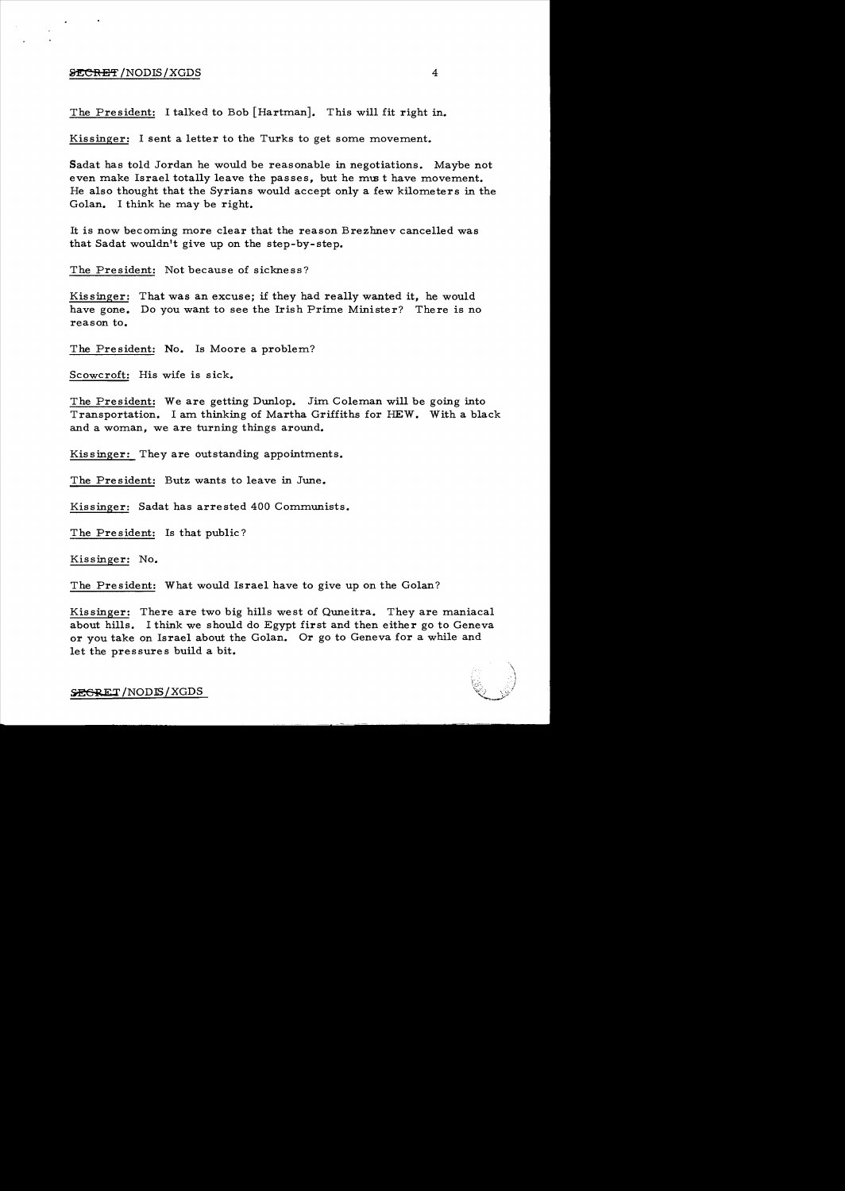The President: I talked to Bob [Hartman]. This will fit right in.

Kissinger: I sent a letter to the Turks to get some movement.

Sadat has told Jordan he would be reasonable in negotiations. Maybe not even make Israel totally leave the passes, but he must have movement. He also thought that the Syrians would accept only a few kilometers in the Golan. I think he may be right.

It is now becoming more clear that the reason Brezhnev cancelled was that Sadat wouldn't give up on the step-by-step.

The President: Not because of sickness?

Kissinger: That was an excuse; if they had really wanted it, he would have gone. Do you want to see the Irish Prime Minister? There is no reason to.

The President: No. Is Moore a problem?

Scowcroft: His wife is sick.

The President: We are getting Dunlop. Jim Coleman will be going into Transportation. I am thinking of Martha Griffiths for HEW. With a black and a woman, we are turning things around.

Kissinger: They are outstanding appointments.

The President: Butz wants to leave in June.

Kissinger: Sadat has arrested 400 Communists.

The President: Is that public?

Kissinger: No.

The President: What would Israel have to give up on the Golan?

Kissinger: There are two big hills west of Quneitra. They are maniacal about hills. I think we should do Egypt first and then either go to Geneva or you take on Israel about the Golan. Or go to Geneva for a while and let the pressures build a bit.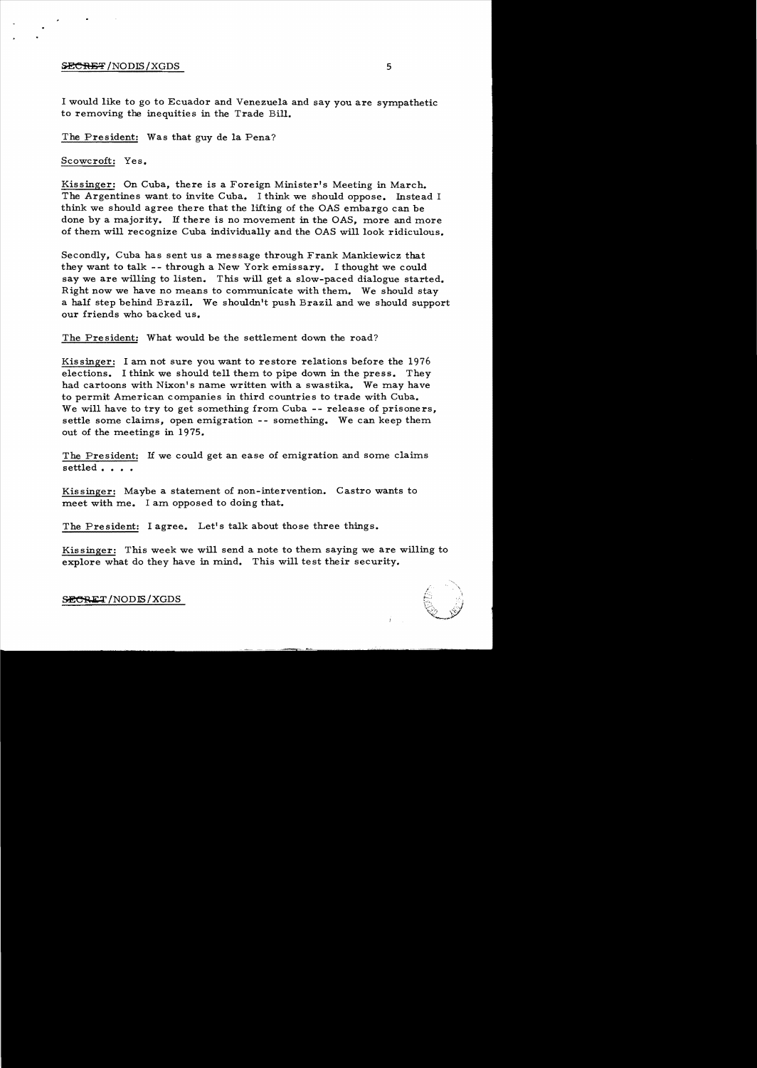I would like to go to Ecuador and Venezuela and say you are sympathetic to removing the inequities in the Trade Bill.

The President: Was that guy de la Pena?

Scowcroft: Yes.

Kissinger: On Cuba, there is a Foreign Minister's Meeting in March. The Argentines want to invite Cuba. I think we should oppose. Instead I think we should agree there that the lifting of the OAS embargo can be done by a majority. If there is no movement in the OAS, more and more of them will recognize Cuba individually and the OAS will look ridiculous.

Secondly, Cuba has sent us a message through Frank Mankiewicz that they want to talk -- through a New York emissary. I thought we could say we are willing to listen. This will get a slow-paced dialogue started. Right now we have no means to communicate with them. We should stay a half step behind Brazil. We shouldn't push Brazil and we should support our friends who backed us.

The President: What would be the settlement down the road?

Kissinger: I am not sure you want to restore relations before the 1976 elections. I think we should tell them to pipe down in the press. They had cartoons with Nixon's name written with a swastika. We may have to permit American companies in third countries to trade with Cuba. We will have to try to get something from Cuba -- release of prisoners, settle some claims, open emigration -- something. We can keep them out of the meetings in 1975.

The President: If we could get an ease of emigration and some claims settled . . . .

Kissinger: Maybe a statement of non-intervention. Castro wants to meet with me. I am opposed to doing that.

The President: I agree. Let's talk about those three things.

Kissinger: This week we will send a note to them saying we are willing to explore what do they have in mind. This will test their security.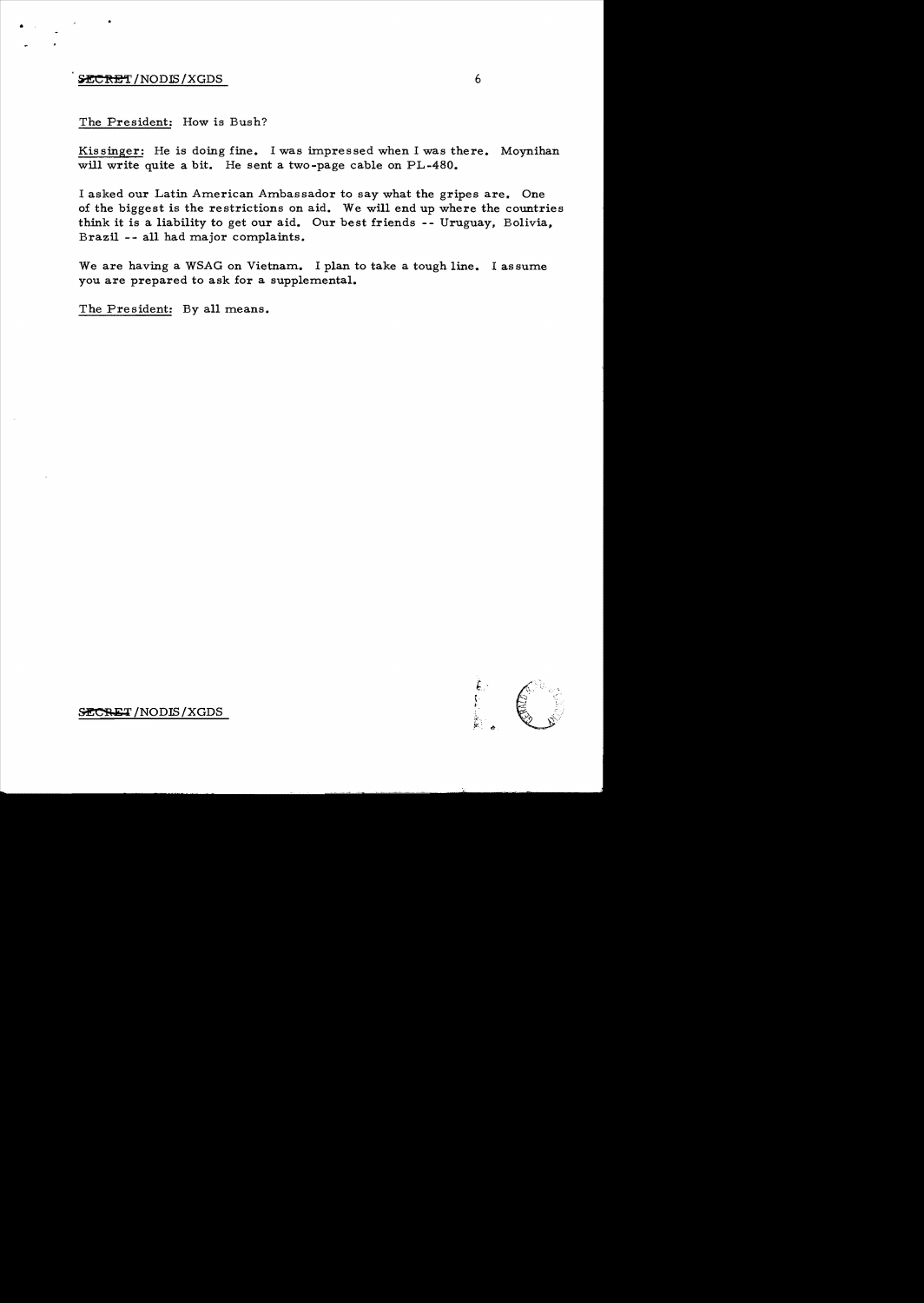The President: How is Bush?

Kissinger: He is doing fine. I was impressed when I was there. Moynihan will write quite a bit. He sent a two-page cable on PL-480.

I asked our Latin American Ambassador to say what the gripes are. One of the biggest is the restrictions on aid. We will end up where the countries think it is a liability to get our aid. Our best friends -- Uruguay, Bolivia, Brazil -- all had major complaints.

We are having a WSAG on Vietnam. I plan to take a tough line. I assume you are prepared to ask for a supplemental.

The President: By all means.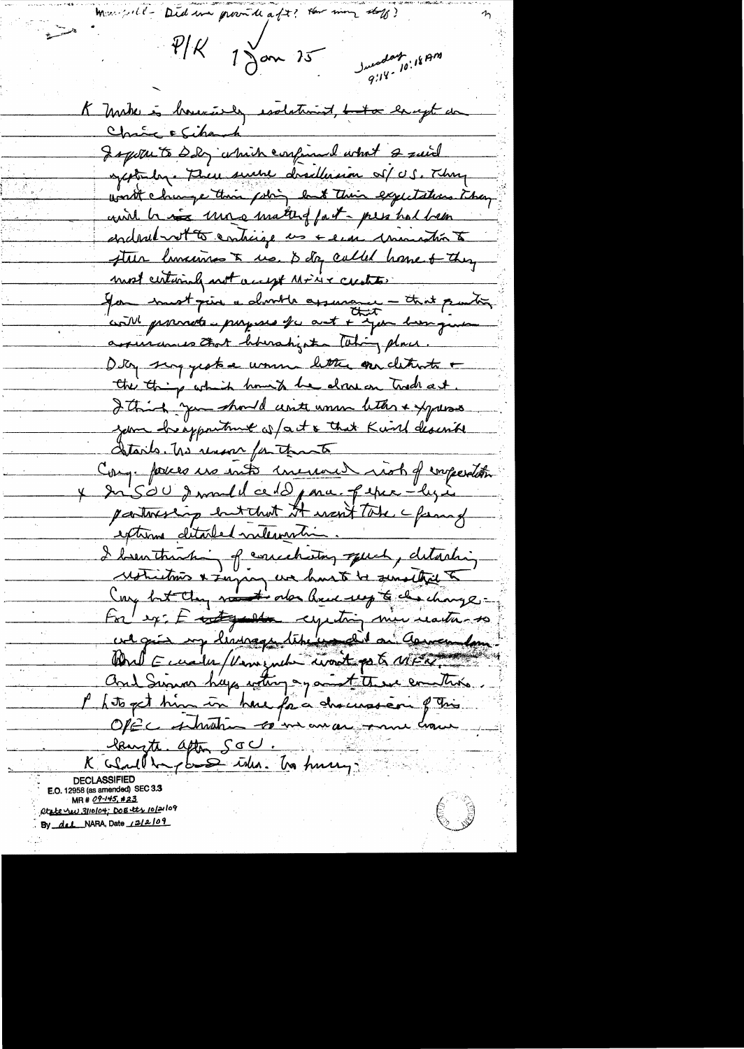Mansfield - Did we provide a ft? How many staff?

P/K 1 Jan 75 Tuesday 9:18 - 10:18 AM

K Mike is basically isolationist, but a knight on China & Sihanouk

I spoke to Dobrynin which confirmed what I said yesterday. Their severe disillusion w/ U.S. They won't change their policy but their expectations. They will be more matter of fact - press had been ordered not to criticize us & even ministers to stress humaneness to us. Dobrynin called home & they most certainly not accept MFN credits.

You must give a double assurance - that granting will promote purposes of act & that you have given assurances that liberalization taking place.

Dobrynin suggests a warm letter on detente & the things which have to be done on Trade act. I think you should write warm letter & express your disappointment w/ act & that Kissinger would describe details. No reason for them to

Cong. forces us into increased risk of confrontation

x In SOU I would add para. of our - bipartisanship but that it won't take a form of extreme detailed intervention.

I been thinking of conciliatory speech, detailing restrictions & saying we have to be sensitive to Cong but they must also have a say to do change.

For ex: E ~~expecting~~ expecting our reaction - so we gave my language to ~~Ecuador~~ on Government.

Ecuador/Venezuela want out of OPEC.

And Simon keeps voting against these countries.

P Hope to get him in here for a discussion of this OPEC situation so we can move towards ~~length~~. After SOU.

K Should be good idea. No hurry.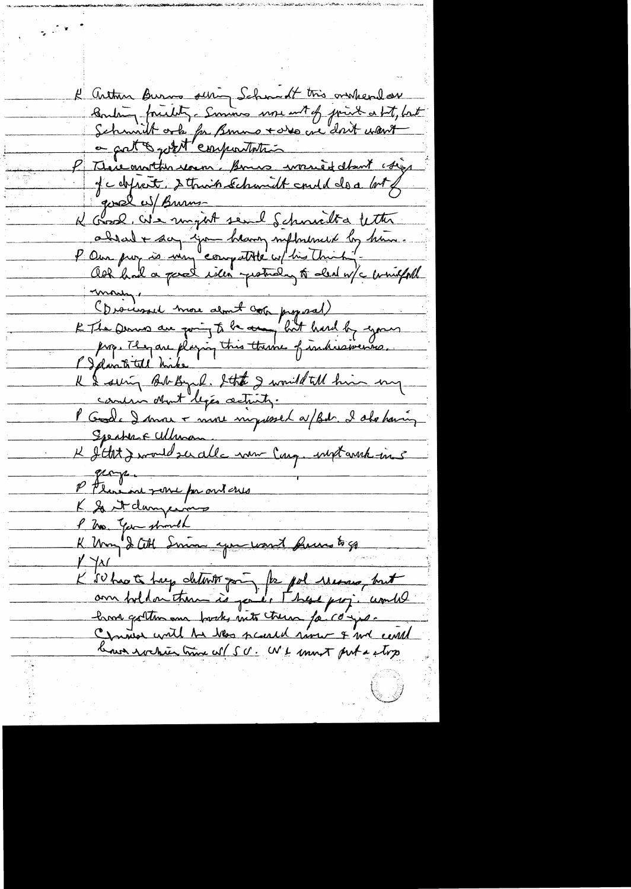K Arthur Burns seeing Schmidt this weekend on lending facility. Simon more out of joint a bit, but Schmidt asks for Burns + also we don't want a part to get it confrontation

P There another reason. Burns worried about size of deficit. I think Schmidt could do a lot of good w/ Burns.

K Good. We might send Schmidt a letter ahead + say you heavy influenced by him.

P Our prog is very compatible w/ his thinking. Ash had a good idea yesterday to deal w/ windfall money.

(Discussed more about ash proposal)

K The Dems are going to be angry but hard by your prog. They are playing this theme of indecisiveness.

P I plan to tell Mike

K I seeing Bob Byrd. I think I would tell him my concern about leg's activity.

P Good. I more + more impressed w/ Bob. I also having Speaker + Ullman.

K I think I would see all new Cong. w/ at work in 3 groups.

P Plan one pro on others

K So it dangerous

P No. You should

K May I tell Simon you want Burns to go

P Yes

K SU has to keep détente going for pol reasons, but our hold on them is your ec. These prog. would have gotten our backs into them for 10 yrs. Chinese will be less scared now + we could have rocky time w/ SU. We must put a stop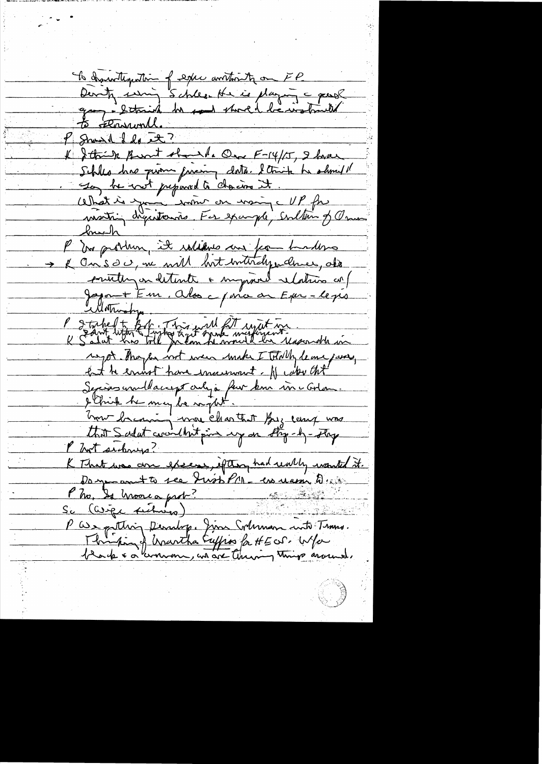to disintegration of exec authority on FP.
Density using Schles. He is playing a good game. I think he and Shore'd be instructed to Stonewall.

P Should I do it?

K I think Brent should. On F-14/15, I have Schles has given pricing data. I think he should say he not prepared to discuss it.
What is your view on using VP for meeting dignitaries. For example, Sultan of Oman lunch

P No problem, it relieves me from burdens

→ K On SU, we will hit intractability, also emphasizing detente + improved relations w/ Japan + Eur. Also a piece on Eur-Lexis relationship.

P I talked to Bob. This will fit right in.
K Sadat has told Eilts he can't get the Israelis to give enough. I am sure he would be reasonable in a report. Maybe not even make It totally clear...
but he must have movement. He [said?] that Syrians would accept only a few km in the Golan. I think he may be right.
How [dangerous] was clear that Brz camp was that Sadat could hit...
P Not serious?
K That was our excess, if they had really wanted it.
Do you want to see Irish PM - no reason to.
P No. Is Moore a prob?
Sc (Wage [?])
P We getting Dunlop. Jim [Schlesinger] into Treas.
Thinking of Martha Griffiths for HEW. W/ a black + a woman, we are turning things around.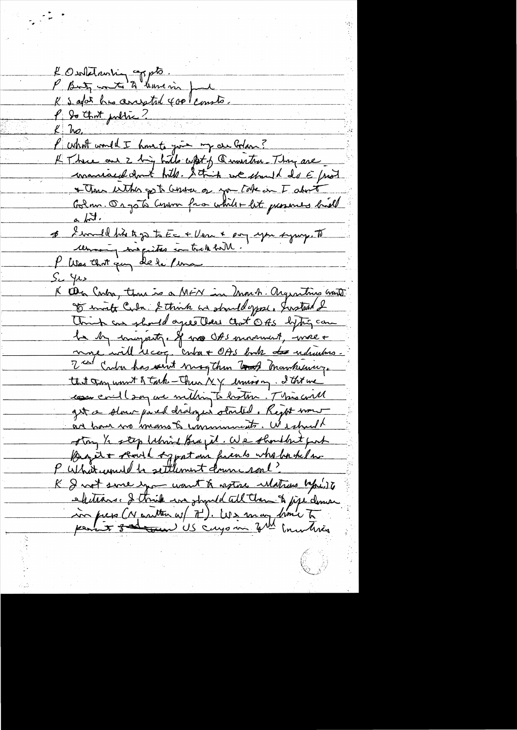K Outstanding apptS.
P Busty wants to have in fund
K S afar has arrested 400 Comsts.
P Is that public?
K No.
P What would I have to give up on Golan?
K There are 2 big hills west of Quneitra. They are mannaced about hills. I think we should do E first + then either go to Geneva or you take on I about Golan. Or go to Geneva for a while + let pressures build a bit.
S I would like to go to Ec + Venez + say you sympathize w/ economic inequities in trade bill.
P Was that guy de la Puma
S Yes
K On Cuba, there is a MFM in March. Argentina wants to invite Cuba. I think we should oppose. Instead I think we should agree there that OAS lifting can be by majority. If no OAS movement, more + more will recog. Cuba + OAS both are ridiculous. 2nd Cuba has sent msg thru Mankiewicz that they want to talk — Thru NY Mission. I think we could say we willing to listen. This will get a slow paced dialogue started. Right now we have no means to communicate. We should stay 1/2 step behind Brazil. We shouldn't put Brazil + should support our friends who backed us.
P What would be settlement down road?
K I not sure you want to restore relations before elections. I think we should tell them to pipe down in press (N written w/ T). We may have to pardon 3 ~~star~~ US crys in 3rd countries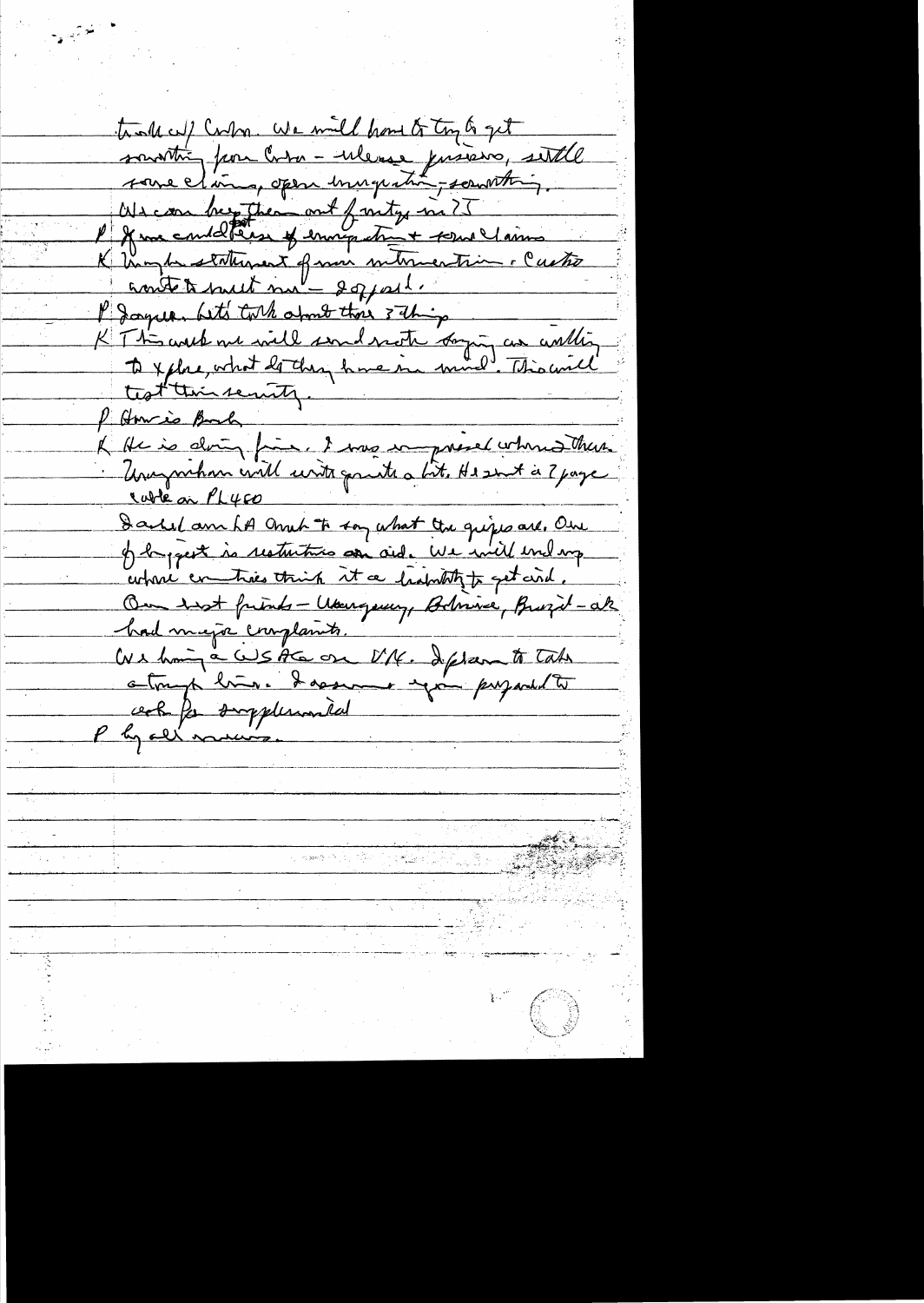trade w/ Cuba. We will have to try to get something from Cuba – release prisoners, settle some claims, open immigration, something.

We can keep them out of mtgs in ??

P If we could get an easing of immigration + some claims

K Maybe a statement of non intervention. Castro wants to meet me – I opposed.

P Jaguar. Let's talk about those 3 things

K This week we will send note saying we are willing to explore, what do they have in mind. This will test their sincerity.

P How is Bush

K He is doing fine. I was surprised when I was there. Ursmirhan will write quite a bit. He sent a 7 page cable on PL480

I asked our LA amb to say what the gripes are. One of biggest is restrictions on aid. We will end up where countries think it a liability to get aid.

Our best friends – Uruguay, Bolivia, Brazil – all had major complaints.

We have a WSAG on VN. I plan to take a tough line. I assume you are prepared to ask for supplemental

P By all means.